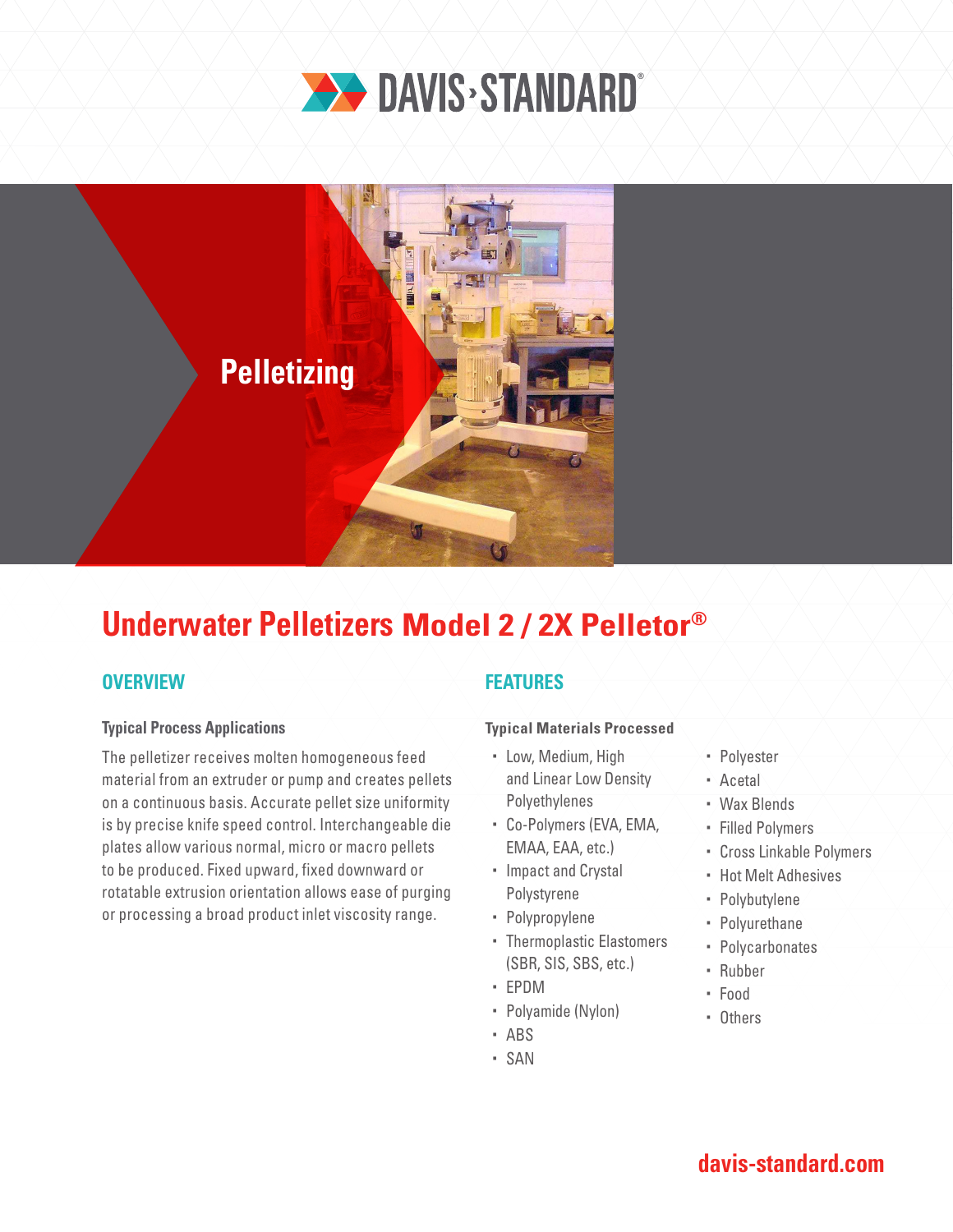DAVIS·STANDARD®

Pelletizing

# Underwater Pelletizers Model 2 / 2X Pelletor®

## OVERVIEW

### Typical Process Applications

The pelletizer receives molten homogeneous feed material from an extruder or pump and creates pellets on a continuous basis. Accurate pellet size uniformity is by precise knife speed control. Interchangeable die plates allow various normal, micro or macro pellets to be produced. Fixed upward, fixed downward or rotatable extrusion orientation allows ease of purging or processing a broad product inlet viscosity range.

## FEATURES

### Typical Materials Processed

- Low, Medium, High and Linear Low Density Polyethylenes
- Co-Polymers (EVA, EMA, EMAA, EAA, etc.)
- Impact and Crystal Polystyrene
- Polypropylene
- Thermoplastic Elastomers (SBR, SIS, SBS, etc.)
- EPDM
- Polyamide (Nylon)
- ABS
- SAN
- Polyester
- Acetal
- Wax Blends
- Filled Polymers
- Cross Linkable Polymers
- Hot Melt Adhesives
- Polybutylene
- Polyurethane
- Polycarbonates
- Rubber
- Food
- Others

davis-standard.com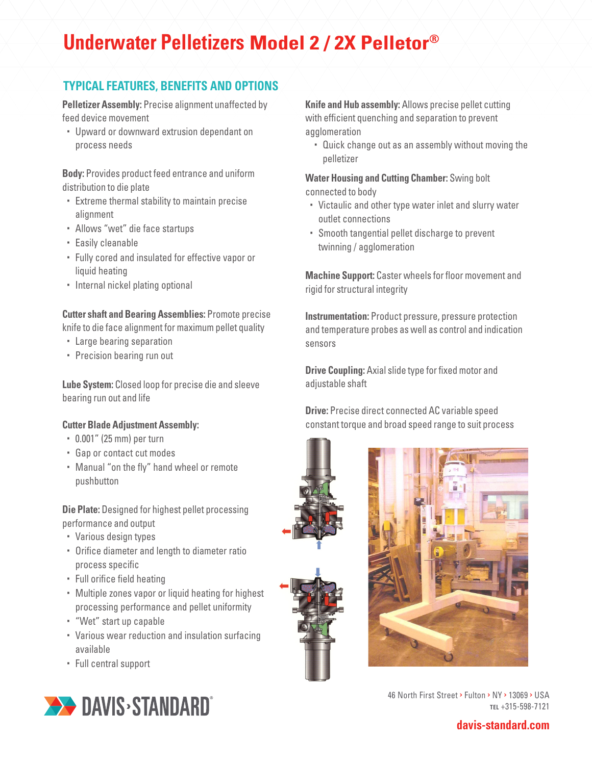# Underwater Pelletizers Model 2 / 2X Pelletor®

## TYPICAL FEATURES, BENEFITS AND OPTIONS

**Pelletizer Assembly:** Precise alignment unaffected by feed device movement

- Upward or downward extrusion dependant on process needs

**Body:** Provides product feed entrance and uniform distribution to die plate

- Extreme thermal stability to maintain precise alignment
- Allows "wet" die face startups
- Easily cleanable
- Fully cored and insulated for effective vapor or liquid heating
- Internal nickel plating optional

**Cutter shaft and Bearing Assemblies:** Promote precise knife to die face alignment for maximum pellet quality

- Large bearing separation
- Precision bearing run out

**Lube System:** Closed loop for precise die and sleeve bearing run out and life

**Cutter Blade Adjustment Assembly:**

- 0.001" (25 mm) per turn
- Gap or contact cut modes
- Manual "on the fly" hand wheel or remote pushbutton

**Die Plate:** Designed for highest pellet processing performance and output

- Various design types
- Orifice diameter and length to diameter ratio process specific
- Full orifice field heating
- Multiple zones vapor or liquid heating for highest processing performance and pellet uniformity
- "Wet" start up capable
- Various wear reduction and insulation surfacing available
- Full central support

**Knife and Hub assembly:** Allows precise pellet cutting with efficient quenching and separation to prevent agglomeration

- Quick change out as an assembly without moving the pelletizer

**Water Housing and Cutting Chamber:** Swing bolt connected to body

- Victaulic and other type water inlet and slurry water outlet connections
- Smooth tangential pellet discharge to prevent twinning / agglomeration

**Machine Support:** Caster wheels for floor movement and rigid for structural integrity

**Instrumentation:** Product pressure, pressure protection and temperature probes as well as control and indication sensors

**Drive Coupling:** Axial slide type for fixed motor and adjustable shaft

**Drive:** Precise direct connected AC variable speed constant torque and broad speed range to suit process

DAVIS-STANDARD®

46 North First Street › Fulton › NY › 13069 › USA
TEL +315-598-7121

davis-standard.com